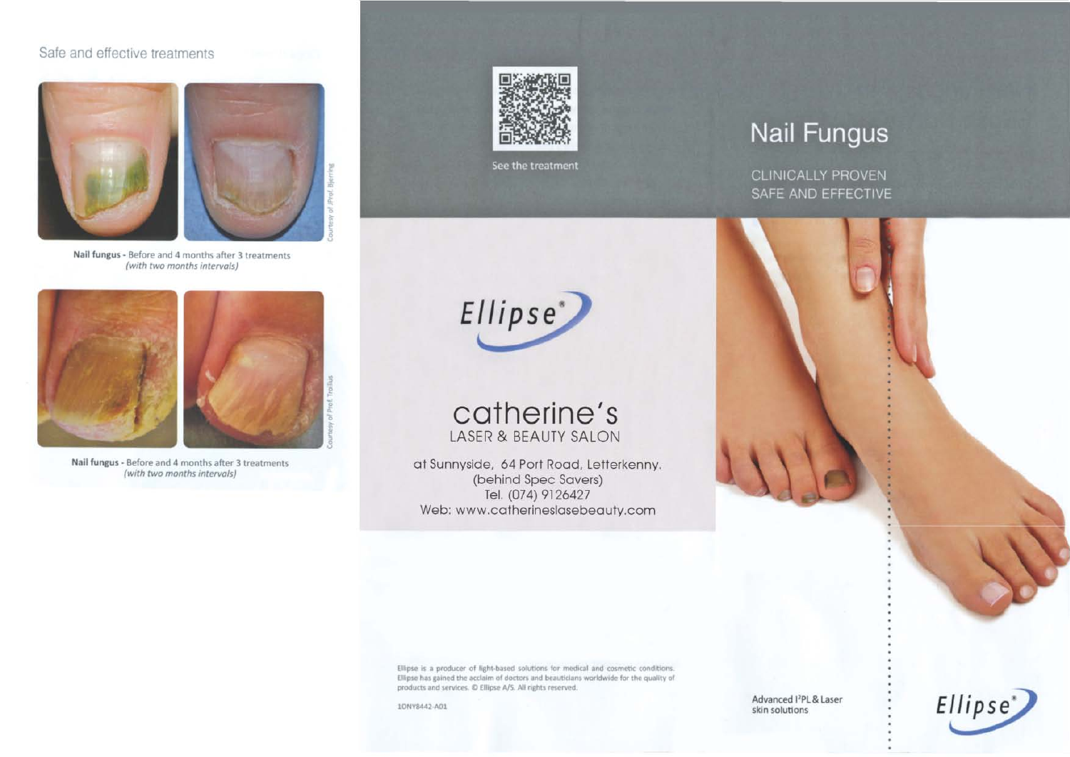Safe and effective treatments

**Nail fungus** - Before and 4 months after 3 treatments *(with two months intervals)*

Courtesy of JProf. Bjerring

**Nail fungus** - Before and 4 months after 3 treatments *(with two months intervals)*

Courtesy of Prof. Trolius

See the treatment

Ellipse®

# catherine's

LASER & BEAUTY SALON

at Sunnyside, 64 Port Road, Letterkenny.
(behind Spec Savers)
Tel. (074) 9126427
Web: www.catherineslasebeauty.com

Ellipse is a producer of light-based solutions for medical and cosmetic conditions. Ellipse has gained the acclaim of doctors and beauticians worldwide for the quality of products and services. © Ellipse A/S. All rights reserved.

1ONY8442-A01

# Nail Fungus

CLINICALLY PROVEN
SAFE AND EFFECTIVE

Advanced I²PL & Laser skin solutions

Ellipse®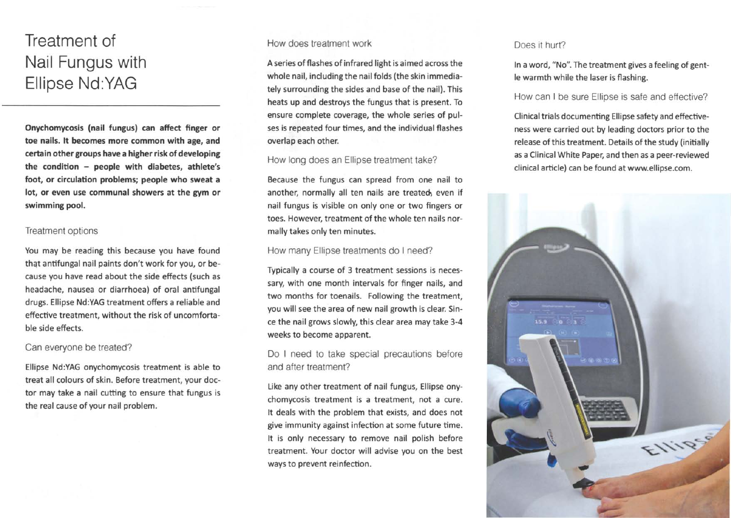# Treatment of Nail Fungus with Ellipse Nd:YAG

**Onychomycosis (nail fungus) can affect finger or toe nails. It becomes more common with age, and certain other groups have a higher risk of developing the condition – people with diabetes, athlete's foot, or circulation problems; people who sweat a lot, or even use communal showers at the gym or swimming pool.**

## Treatment options

You may be reading this because you have found that antifungal nail paints don't work for you, or because you have read about the side effects (such as headache, nausea or diarrhoea) of oral antifungal drugs. Ellipse Nd:YAG treatment offers a reliable and effective treatment, without the risk of uncomfortable side effects.

## Can everyone be treated?

Ellipse Nd:YAG onychomycosis treatment is able to treat all colours of skin. Before treatment, your doctor may take a nail cutting to ensure that fungus is the real cause of your nail problem.

## How does treatment work

A series of flashes of infrared light is aimed across the whole nail, including the nail folds (the skin immediately surrounding the sides and base of the nail). This heats up and destroys the fungus that is present. To ensure complete coverage, the whole series of pulses is repeated four times, and the individual flashes overlap each other.

## How long does an Ellipse treatment take?

Because the fungus can spread from one nail to another, normally all ten nails are treated, even if nail fungus is visible on only one or two fingers or toes. However, treatment of the whole ten nails normally takes only ten minutes.

## How many Ellipse treatments do I need?

Typically a course of 3 treatment sessions is necessary, with one month intervals for finger nails, and two months for toenails. Following the treatment, you will see the area of new nail growth is clear. Since the nail grows slowly, this clear area may take 3-4 weeks to become apparent.

## Do I need to take special precautions before and after treatment?

Like any other treatment of nail fungus, Ellipse onychomycosis treatment is a treatment, not a cure. It deals with the problem that exists, and does not give immunity against infection at some future time. It is only necessary to remove nail polish before treatment. Your doctor will advise you on the best ways to prevent reinfection.

## Does it hurt?

In a word, "No". The treatment gives a feeling of gentle warmth while the laser is flashing.

## How can I be sure Ellipse is safe and effective?

Clinical trials documenting Ellipse safety and effectiveness were carried out by leading doctors prior to the release of this treatment. Details of the study (initially as a Clinical White Paper, and then as a peer-reviewed clinical article) can be found at www.ellipse.com.